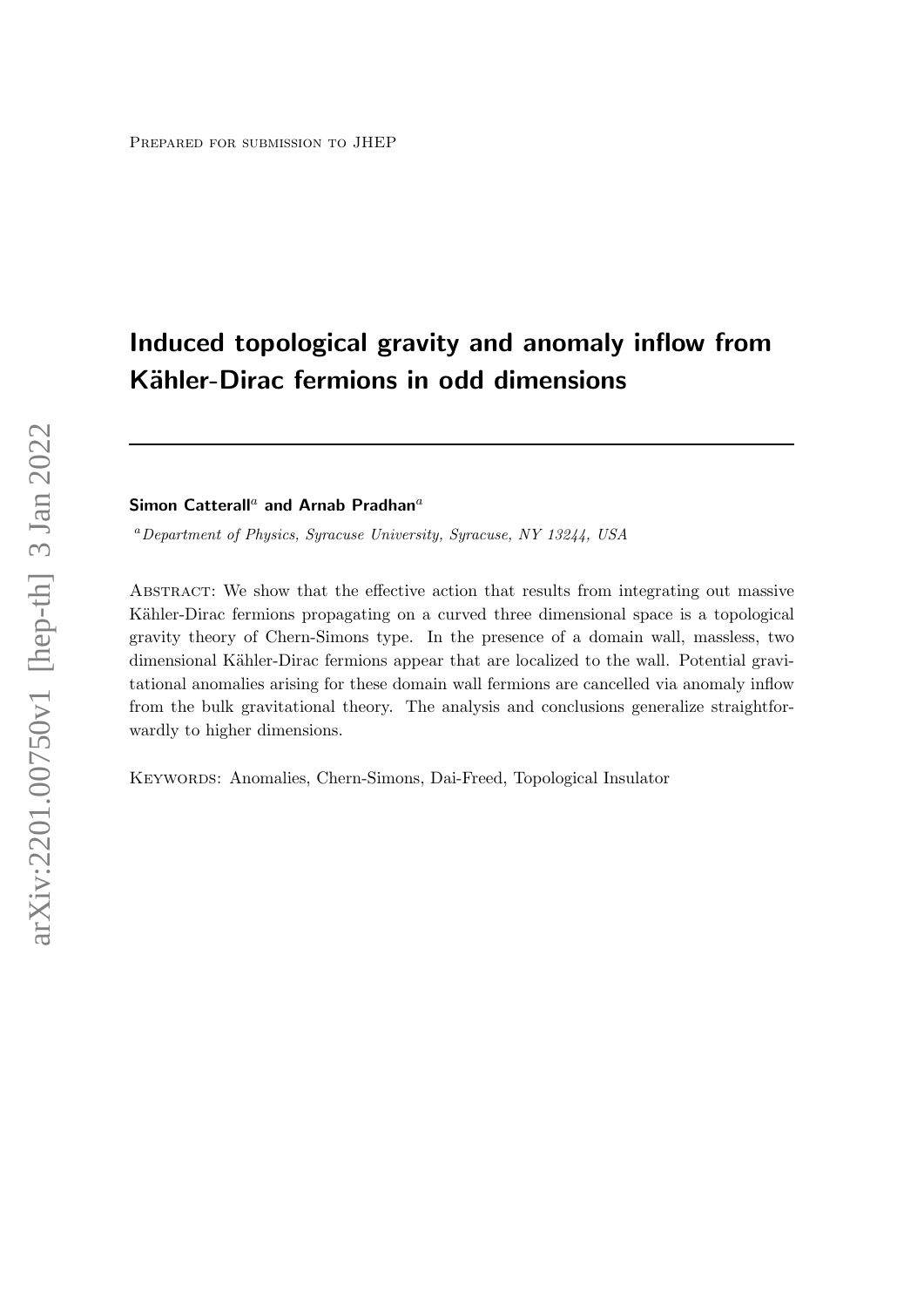Prepared for submission to JHEP

# Induced topological gravity and anomaly inflow from Kähler-Dirac fermions in odd dimensions

**Simon Catterall[a] and Arnab Pradhan[a]**

[a] *Department of Physics, Syracuse University, Syracuse, NY 13244, USA*

Abstract: We show that the effective action that results from integrating out massive Kähler-Dirac fermions propagating on a curved three dimensional space is a topological gravity theory of Chern-Simons type. In the presence of a domain wall, massless, two dimensional Kähler-Dirac fermions appear that are localized to the wall. Potential gravitational anomalies arising for these domain wall fermions are cancelled via anomaly inflow from the bulk gravitational theory. The analysis and conclusions generalize straightforwardly to higher dimensions.

Keywords: Anomalies, Chern-Simons, Dai-Freed, Topological Insulator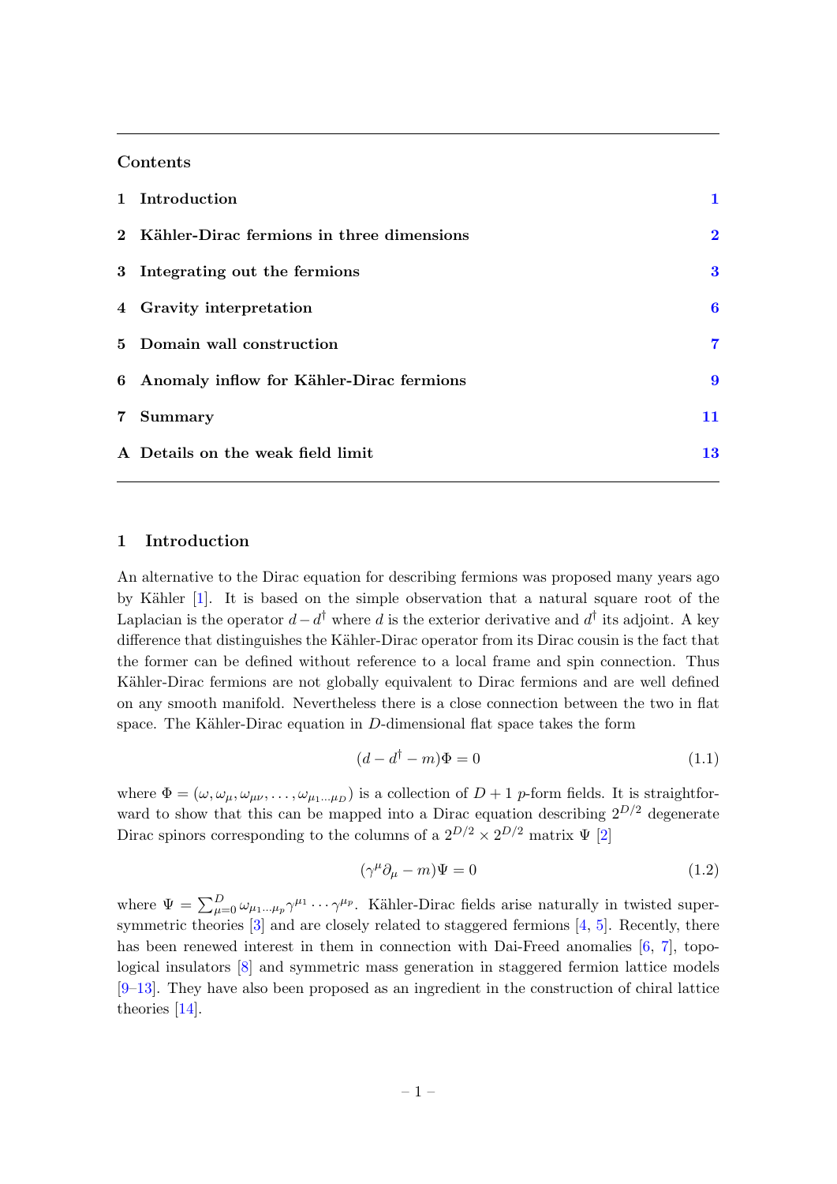## Contents

| | | |
|---|---|---|
| 1 | Introduction | 1 |
| 2 | Kähler-Dirac fermions in three dimensions | 2 |
| 3 | Integrating out the fermions | 3 |
| 4 | Gravity interpretation | 6 |
| 5 | Domain wall construction | 7 |
| 6 | Anomaly inflow for Kähler-Dirac fermions | 9 |
| 7 | Summary | 11 |
| A | Details on the weak field limit | 13 |

## 1 Introduction

An alternative to the Dirac equation for describing fermions was proposed many years ago by Kähler [1]. It is based on the simple observation that a natural square root of the Laplacian is the operator $d - d^\dagger$ where $d$ is the exterior derivative and $d^\dagger$ its adjoint. A key difference that distinguishes the Kähler-Dirac operator from its Dirac cousin is the fact that the former can be defined without reference to a local frame and spin connection. Thus Kähler-Dirac fermions are not globally equivalent to Dirac fermions and are well defined on any smooth manifold. Nevertheless there is a close connection between the two in flat space. The Kähler-Dirac equation in $D$-dimensional flat space takes the form

$$(d - d^\dagger - m)\Phi = 0 \tag{1.1}$$

where $\Phi = (\omega, \omega_\mu, \omega_{\mu\nu}, \ldots, \omega_{\mu_1 \ldots \mu_D})$ is a collection of $D + 1$ $p$-form fields. It is straightforward to show that this can be mapped into a Dirac equation describing $2^{D/2}$ degenerate Dirac spinors corresponding to the columns of a $2^{D/2} \times 2^{D/2}$ matrix $\Psi$ [2]

$$(\gamma^\mu \partial_\mu - m)\Psi = 0 \tag{1.2}$$

where $\Psi = \sum_{\mu=0}^{D} \omega_{\mu_1 \ldots \mu_p} \gamma^{\mu_1} \cdots \gamma^{\mu_p}$. Kähler-Dirac fields arise naturally in twisted supersymmetric theories [3] and are closely related to staggered fermions [4, 5]. Recently, there has been renewed interest in them in connection with Dai-Freed anomalies [6, 7], topological insulators [8] and symmetric mass generation in staggered fermion lattice models [9–13]. They have also been proposed as an ingredient in the construction of chiral lattice theories [14].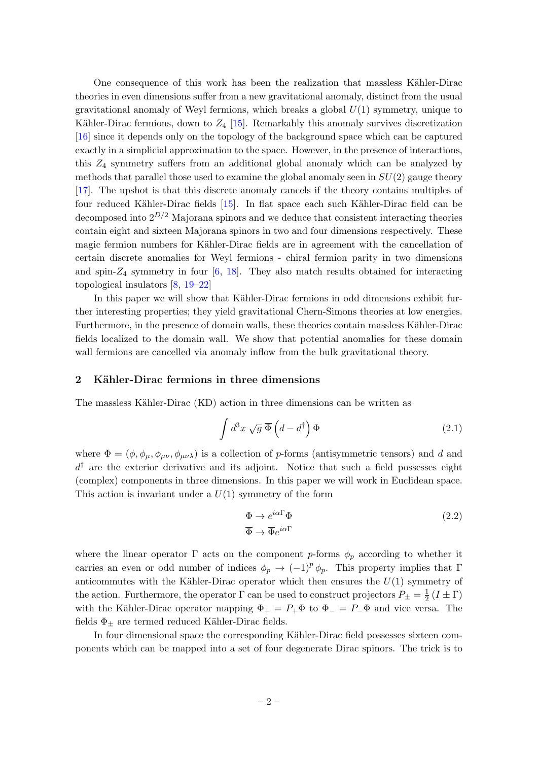One consequence of this work has been the realization that massless Kähler-Dirac theories in even dimensions suffer from a new gravitational anomaly, distinct from the usual gravitational anomaly of Weyl fermions, which breaks a global $U(1)$ symmetry, unique to Kähler-Dirac fermions, down to $Z_4$ [15]. Remarkably this anomaly survives discretization [16] since it depends only on the topology of the background space which can be captured exactly in a simplicial approximation to the space. However, in the presence of interactions, this $Z_4$ symmetry suffers from an additional global anomaly which can be analyzed by methods that parallel those used to examine the global anomaly seen in $SU(2)$ gauge theory [17]. The upshot is that this discrete anomaly cancels if the theory contains multiples of four reduced Kähler-Dirac fields [15]. In flat space each such Kähler-Dirac field can be decomposed into $2^{D/2}$ Majorana spinors and we deduce that consistent interacting theories contain eight and sixteen Majorana spinors in two and four dimensions respectively. These magic fermion numbers for Kähler-Dirac fields are in agreement with the cancellation of certain discrete anomalies for Weyl fermions - chiral fermion parity in two dimensions and spin-$Z_4$ symmetry in four [6, 18]. They also match results obtained for interacting topological insulators [8, 19–22]

In this paper we will show that Kähler-Dirac fermions in odd dimensions exhibit further interesting properties; they yield gravitational Chern-Simons theories at low energies. Furthermore, in the presence of domain walls, these theories contain massless Kähler-Dirac fields localized to the domain wall. We show that potential anomalies for these domain wall fermions are cancelled via anomaly inflow from the bulk gravitational theory.

## 2 Kähler-Dirac fermions in three dimensions

The massless Kähler-Dirac (KD) action in three dimensions can be written as

$$\int d^3x \sqrt{g}\, \overline{\Phi} \left(d - d^\dagger\right) \Phi \tag{2.1}$$

where $\Phi = (\phi, \phi_\mu, \phi_{\mu\nu}, \phi_{\mu\nu\lambda})$ is a collection of $p$-forms (antisymmetric tensors) and $d$ and $d^\dagger$ are the exterior derivative and its adjoint. Notice that such a field possesses eight (complex) components in three dimensions. In this paper we will work in Euclidean space. This action is invariant under a $U(1)$ symmetry of the form

$$\begin{aligned}
\Phi &\to e^{i\alpha\Gamma}\Phi \\
\overline{\Phi} &\to \overline{\Phi} e^{i\alpha\Gamma}
\end{aligned} \tag{2.2}$$

where the linear operator $\Gamma$ acts on the component $p$-forms $\phi_p$ according to whether it carries an even or odd number of indices $\phi_p \to (-1)^p\, \phi_p$. This property implies that $\Gamma$ anticommutes with the Kähler-Dirac operator which then ensures the $U(1)$ symmetry of the action. Furthermore, the operator $\Gamma$ can be used to construct projectors $P_\pm = \frac{1}{2}\left(I \pm \Gamma\right)$ with the Kähler-Dirac operator mapping $\Phi_+ = P_+\Phi$ to $\Phi_- = P_-\Phi$ and vice versa. The fields $\Phi_\pm$ are termed reduced Kähler-Dirac fields.

In four dimensional space the corresponding Kähler-Dirac field possesses sixteen components which can be mapped into a set of four degenerate Dirac spinors. The trick is to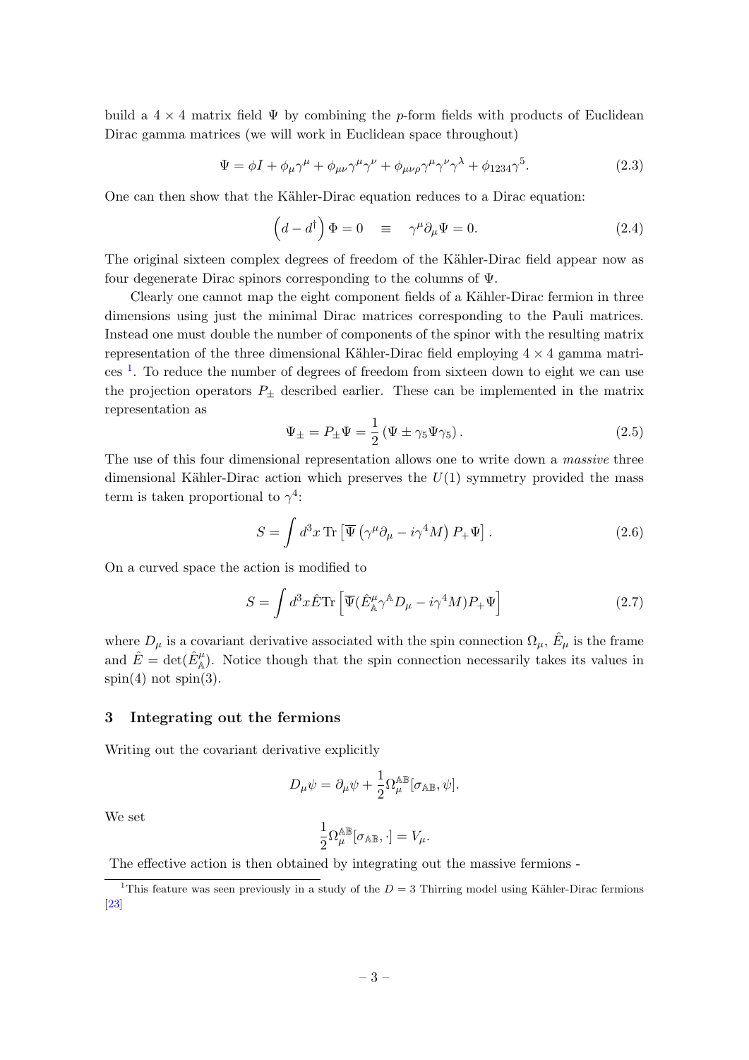build a $4 \times 4$ matrix field $\Psi$ by combining the $p$-form fields with products of Euclidean Dirac gamma matrices (we will work in Euclidean space throughout)

$$\Psi = \phi I + \phi_\mu \gamma^\mu + \phi_{\mu\nu}\gamma^\mu\gamma^\nu + \phi_{\mu\nu\rho}\gamma^\mu\gamma^\nu\gamma^\lambda + \phi_{1234}\gamma^5. \tag{2.3}$$

One can then show that the Kähler-Dirac equation reduces to a Dirac equation:

$$\left(d - d^\dagger\right)\Phi = 0 \quad \equiv \quad \gamma^\mu \partial_\mu \Psi = 0. \tag{2.4}$$

The original sixteen complex degrees of freedom of the Kähler-Dirac field appear now as four degenerate Dirac spinors corresponding to the columns of $\Psi$.

Clearly one cannot map the eight component fields of a Kähler-Dirac fermion in three dimensions using just the minimal Dirac matrices corresponding to the Pauli matrices. Instead one must double the number of components of the spinor with the resulting matrix representation of the three dimensional Kähler-Dirac field employing $4 \times 4$ gamma matrices [1]. To reduce the number of degrees of freedom from sixteen down to eight we can use the projection operators $P_\pm$ described earlier. These can be implemented in the matrix representation as

$$\Psi_\pm = P_\pm \Psi = \frac{1}{2}\left(\Psi \pm \gamma_5 \Psi \gamma_5\right). \tag{2.5}$$

The use of this four dimensional representation allows one to write down a *massive* three dimensional Kähler-Dirac action which preserves the $U(1)$ symmetry provided the mass term is taken proportional to $\gamma^4$:

$$S = \int d^3x \, \mathrm{Tr}\left[\overline{\Psi}\left(\gamma^\mu \partial_\mu - i\gamma^4 M\right) P_+ \Psi\right]. \tag{2.6}$$

On a curved space the action is modified to

$$S = \int d^3x \hat{E} \mathrm{Tr}\left[\overline{\Psi}(\hat{E}^\mu_{\mathbb{A}} \gamma^{\mathbb{A}} D_\mu - i\gamma^4 M) P_+ \Psi\right] \tag{2.7}$$

where $D_\mu$ is a covariant derivative associated with the spin connection $\Omega_\mu$, $\hat{E}_\mu$ is the frame and $\hat{E} = \det(\hat{E}^\mu_{\mathbb{A}})$. Notice though that the spin connection necessarily takes its values in spin(4) not spin(3).

## 3 Integrating out the fermions

Writing out the covariant derivative explicitly

$$D_\mu \psi = \partial_\mu \psi + \frac{1}{2}\Omega^{\mathbb{A}\mathbb{B}}_\mu [\sigma_{\mathbb{A}\mathbb{B}}, \psi].$$

We set

$$\frac{1}{2}\Omega^{\mathbb{A}\mathbb{B}}_\mu [\sigma_{\mathbb{A}\mathbb{B}}, \cdot] = V_\mu.$$

The effective action is then obtained by integrating out the massive fermions -

---

[1] This feature was seen previously in a study of the $D = 3$ Thirring model using Kähler-Dirac fermions [23]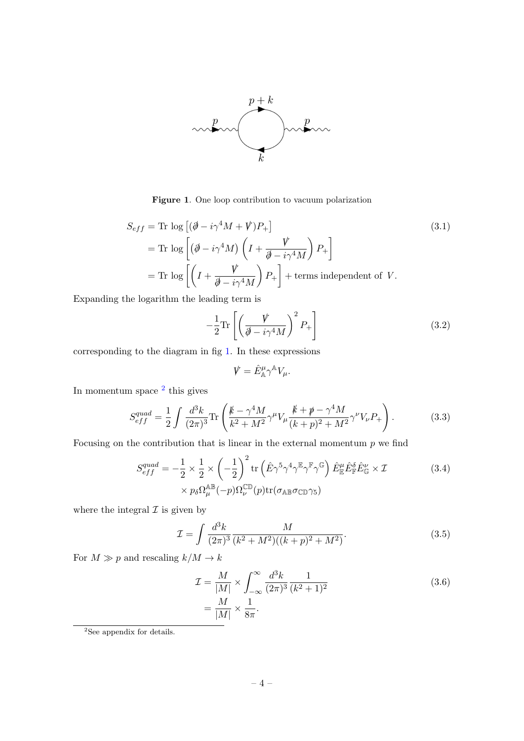**Figure 1**. One loop contribution to vacuum polarization

$$
\begin{aligned}
S_{eff} &= \text{Tr}\,\log\left[(\not{\partial} - i\gamma^4 M + \not{V})P_+\right] \\
&= \text{Tr}\,\log\left[\left(\not{\partial} - i\gamma^4 M\right)\left(I + \frac{\not{V}}{\not{\partial} - i\gamma^4 M}\right)P_+\right] \\
&= \text{Tr}\,\log\left[\left(I + \frac{\not{V}}{\not{\partial} - i\gamma^4 M}\right)P_+\right] + \text{terms independent of } V.
\end{aligned} \tag{3.1}
$$

Expanding the logarithm the leading term is

$$
-\frac{1}{2}\text{Tr}\left[\left(\frac{\not{V}}{\not{\partial} - i\gamma^4 M}\right)^2 P_+\right] \tag{3.2}
$$

corresponding to the diagram in fig 1. In these expressions

$$
\not{V} = \hat{E}^\mu_{\mathbb{A}}\gamma^{\mathbb{A}} V_\mu.
$$

In momentum space [2] this gives

$$
S^{quad}_{eff} = \frac{1}{2}\int \frac{d^3k}{(2\pi)^3}\text{Tr}\left(\frac{\not{k} - \gamma^4 M}{k^2 + M^2}\gamma^\mu V_\mu \frac{\not{k} + \not{p} - \gamma^4 M}{(k+p)^2 + M^2}\gamma^\nu V_\nu P_+\right). \tag{3.3}
$$

Focusing on the contribution that is linear in the external momentum $p$ we find

$$
\begin{aligned}
S^{quad}_{eff} = -\frac{1}{2} \times \frac{1}{2} \times \left(-\frac{1}{2}\right)^2 \text{tr}\left(\hat{E}\gamma^5\gamma^4\gamma^{\mathbb{E}}\gamma^{\mathbb{F}}\gamma^{\mathbb{G}}\right)\hat{E}^\mu_{\mathbb{E}}\hat{E}^\delta_{\mathbb{F}}\hat{E}^\nu_{\mathbb{G}} \times \mathcal{I} \\
\times\, p_\delta \Omega^{\mathbb{AB}}_\mu(-p)\Omega^{\mathbb{CD}}_\nu(p)\text{tr}(\sigma_{\mathbb{AB}}\sigma_{\mathbb{CD}}\gamma_5)
\end{aligned} \tag{3.4}
$$

where the integral $\mathcal{I}$ is given by

$$
\mathcal{I} = \int \frac{d^3k}{(2\pi)^3}\frac{M}{(k^2 + M^2)((k+p)^2 + M^2)}. \tag{3.5}
$$

For $M \gg p$ and rescaling $k/M \to k$

$$
\begin{aligned}
\mathcal{I} &= \frac{M}{|M|} \times \int_{-\infty}^{\infty}\frac{d^3k}{(2\pi)^3}\frac{1}{(k^2+1)^2} \\
&= \frac{M}{|M|} \times \frac{1}{8\pi}.
\end{aligned} \tag{3.6}
$$

[2] See appendix for details.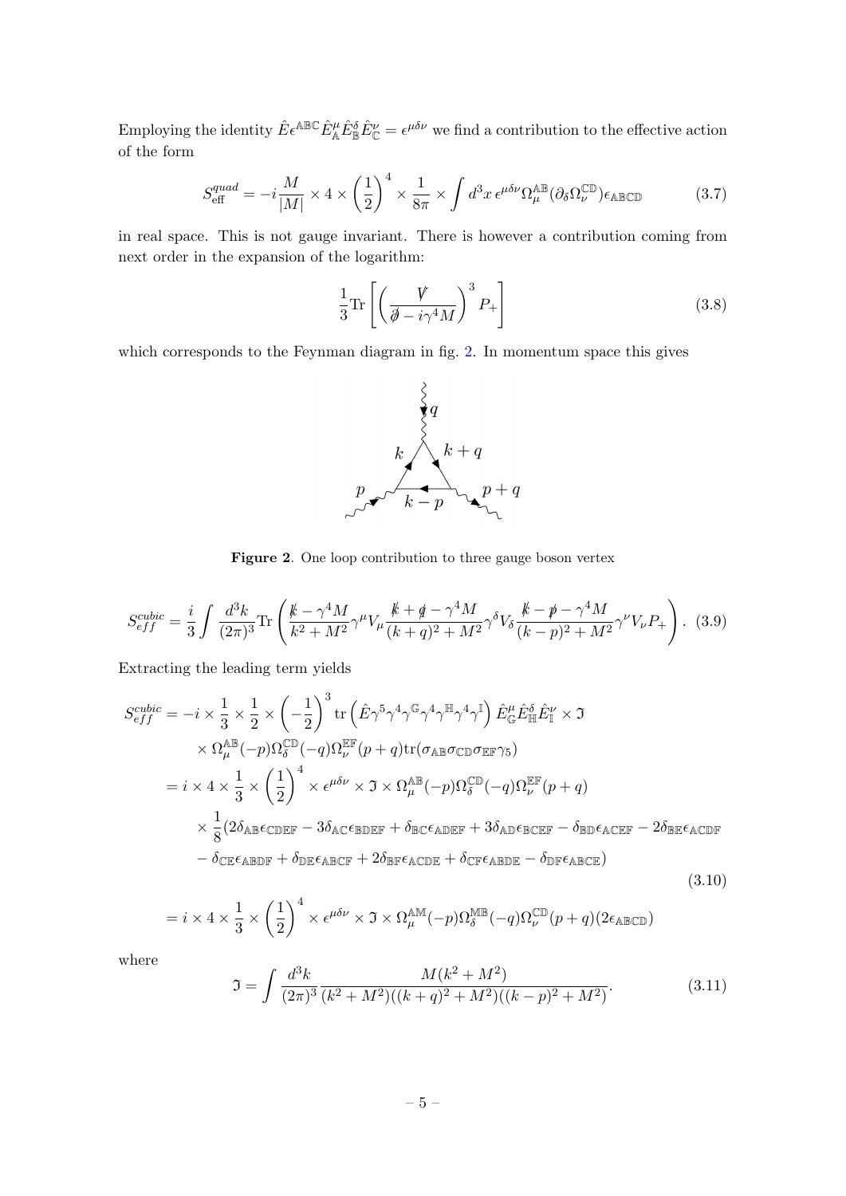Employing the identity $\hat{E}\epsilon^{\mathbb{ABC}}\hat{E}^{\mu}_{\mathbb{A}}\hat{E}^{\delta}_{\mathbb{B}}\hat{E}^{\nu}_{\mathbb{C}} = \epsilon^{\mu\delta\nu}$ we find a contribution to the effective action of the form

$$S^{quad}_{\text{eff}} = -i\frac{M}{|M|} \times 4 \times \left(\frac{1}{2}\right)^4 \times \frac{1}{8\pi} \times \int d^3x\, \epsilon^{\mu\delta\nu}\Omega^{\mathbb{AB}}_{\mu}(\partial_\delta \Omega^{\mathbb{CD}}_{\nu})\epsilon_{\mathbb{ABCD}} \tag{3.7}$$

in real space. This is not gauge invariant. There is however a contribution coming from next order in the expansion of the logarithm:

$$\frac{1}{3}\text{Tr}\left[\left(\frac{\not{V}}{\not{\partial} - i\gamma^4 M}\right)^3 P_+\right] \tag{3.8}$$

which corresponds to the Feynman diagram in fig. 2. In momentum space this gives

**Figure 2**. One loop contribution to three gauge boson vertex

$$S^{cubic}_{eff} = \frac{i}{3}\int \frac{d^3k}{(2\pi)^3}\text{Tr}\left(\frac{\not{k} - \gamma^4 M}{k^2 + M^2}\gamma^\mu V_\mu \frac{\not{k} + \not{q} - \gamma^4 M}{(k+q)^2 + M^2}\gamma^\delta V_\delta \frac{\not{k} - \not{p} - \gamma^4 M}{(k-p)^2 + M^2}\gamma^\nu V_\nu P_+\right). \tag{3.9}$$

Extracting the leading term yields

$$\begin{aligned}
S^{cubic}_{eff} &= -i \times \frac{1}{3} \times \frac{1}{2} \times \left(-\frac{1}{2}\right)^3 \text{tr}\left(\hat{E}\gamma^5\gamma^4\gamma^{\mathbb{G}}\gamma^4\gamma^{\mathbb{H}}\gamma^4\gamma^{\mathbb{I}}\right)\hat{E}^{\mu}_{\mathbb{G}}\hat{E}^{\delta}_{\mathbb{H}}\hat{E}^{\nu}_{\mathbb{I}} \times \mathfrak{I} \\
&\quad \times \Omega^{\mathbb{AB}}_{\mu}(-p)\Omega^{\mathbb{CD}}_{\delta}(-q)\Omega^{\mathbb{EF}}_{\nu}(p+q)\text{tr}(\sigma_{\mathbb{AB}}\sigma_{\mathbb{CD}}\sigma_{\mathbb{EF}}\gamma_5) \\
&= i \times 4 \times \frac{1}{3} \times \left(\frac{1}{2}\right)^4 \times \epsilon^{\mu\delta\nu} \times \mathfrak{I} \times \Omega^{\mathbb{AB}}_{\mu}(-p)\Omega^{\mathbb{CD}}_{\delta}(-q)\Omega^{\mathbb{EF}}_{\nu}(p+q) \\
&\quad \times \frac{1}{8}(2\delta_{\mathbb{AB}}\epsilon_{\mathbb{CDEF}} - 3\delta_{\mathbb{AC}}\epsilon_{\mathbb{BDEF}} + \delta_{\mathbb{BC}}\epsilon_{\mathbb{ADEF}} + 3\delta_{\mathbb{AD}}\epsilon_{\mathbb{BCEF}} - \delta_{\mathbb{BD}}\epsilon_{\mathbb{ACEF}} - 2\delta_{\mathbb{BE}}\epsilon_{\mathbb{ACDF}} \\
&\quad - \delta_{\mathbb{CE}}\epsilon_{\mathbb{ABDF}} + \delta_{\mathbb{DE}}\epsilon_{\mathbb{ABCF}} + 2\delta_{\mathbb{BF}}\epsilon_{\mathbb{ACDE}} + \delta_{\mathbb{CF}}\epsilon_{\mathbb{ABDE}} - \delta_{\mathbb{DF}}\epsilon_{\mathbb{ABCE}})
\end{aligned} \tag{3.10}$$

$$= i \times 4 \times \frac{1}{3} \times \left(\frac{1}{2}\right)^4 \times \epsilon^{\mu\delta\nu} \times \mathfrak{I} \times \Omega^{\mathbb{AM}}_{\mu}(-p)\Omega^{\mathbb{MB}}_{\delta}(-q)\Omega^{\mathbb{CD}}_{\nu}(p+q)(2\epsilon_{\mathbb{ABCD}})$$

where

$$\mathfrak{I} = \int \frac{d^3k}{(2\pi)^3}\frac{M(k^2 + M^2)}{(k^2 + M^2)((k+q)^2 + M^2)((k-p)^2 + M^2)}. \tag{3.11}$$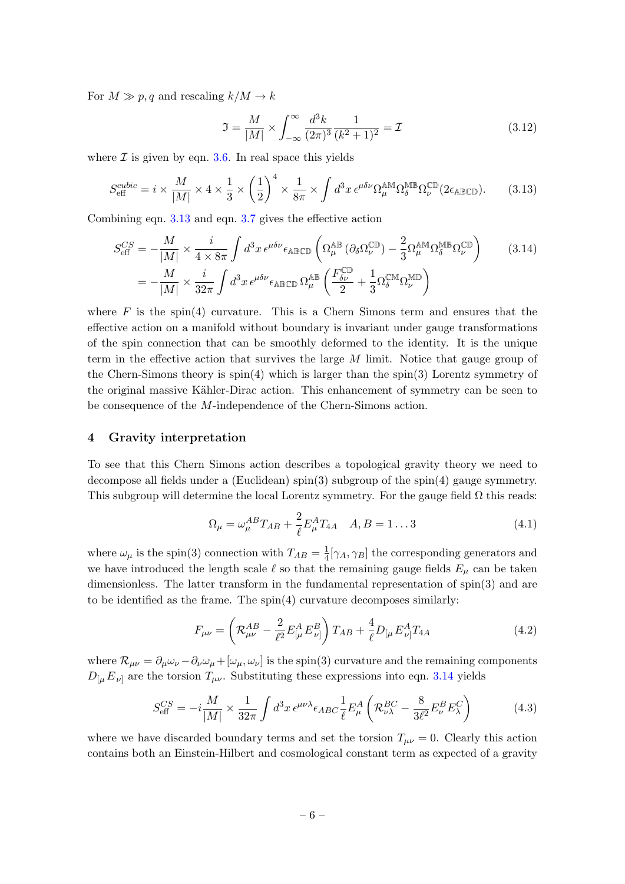For $M \gg p, q$ and rescaling $k/M \to k$

$$\mathfrak{I} = \frac{M}{|M|} \times \int_{-\infty}^{\infty} \frac{d^3k}{(2\pi)^3} \frac{1}{(k^2+1)^2} = \mathcal{I} \tag{3.12}$$

where $\mathcal{I}$ is given by eqn. 3.6. In real space this yields

$$S_{\text{eff}}^{cubic} = i \times \frac{M}{|M|} \times 4 \times \frac{1}{3} \times \left(\frac{1}{2}\right)^4 \times \frac{1}{8\pi} \times \int d^3x\, \epsilon^{\mu\delta\nu} \Omega_\mu^{\mathbb{AM}} \Omega_\delta^{\mathbb{MB}} \Omega_\nu^{\mathbb{CD}} (2\epsilon_{\mathbb{ABCD}}). \tag{3.13}$$

Combining eqn. 3.13 and eqn. 3.7 gives the effective action

$$\begin{aligned} S_{\text{eff}}^{CS} &= -\frac{M}{|M|} \times \frac{i}{4 \times 8\pi} \int d^3x\, \epsilon^{\mu\delta\nu} \epsilon_{\mathbb{ABCD}} \left( \Omega_\mu^{\mathbb{AB}} \left(\partial_\delta \Omega_\nu^{\mathbb{CD}}\right) - \frac{2}{3} \Omega_\mu^{\mathbb{AM}} \Omega_\delta^{\mathbb{MB}} \Omega_\nu^{\mathbb{CD}} \right) \\ &= -\frac{M}{|M|} \times \frac{i}{32\pi} \int d^3x\, \epsilon^{\mu\delta\nu} \epsilon_{\mathbb{ABCD}}\, \Omega_\mu^{\mathbb{AB}} \left( \frac{F_{\delta\nu}^{\mathbb{CD}}}{2} + \frac{1}{3} \Omega_\delta^{\mathbb{CM}} \Omega_\nu^{\mathbb{MD}} \right) \end{aligned} \tag{3.14}$$

where $F$ is the spin(4) curvature. This is a Chern Simons term and ensures that the effective action on a manifold without boundary is invariant under gauge transformations of the spin connection that can be smoothly deformed to the identity. It is the unique term in the effective action that survives the large $M$ limit. Notice that gauge group of the Chern-Simons theory is spin(4) which is larger than the spin(3) Lorentz symmetry of the original massive Kähler-Dirac action. This enhancement of symmetry can be seen to be consequence of the $M$-independence of the Chern-Simons action.

## 4 Gravity interpretation

To see that this Chern Simons action describes a topological gravity theory we need to decompose all fields under a (Euclidean) spin(3) subgroup of the spin(4) gauge symmetry. This subgroup will determine the local Lorentz symmetry. For the gauge field $\Omega$ this reads:

$$\Omega_\mu = \omega_\mu^{AB} T_{AB} + \frac{2}{\ell} E_\mu^A T_{4A} \quad A, B = 1 \ldots 3 \tag{4.1}$$

where $\omega_\mu$ is the spin(3) connection with $T_{AB} = \frac{1}{4}[\gamma_A, \gamma_B]$ the corresponding generators and we have introduced the length scale $\ell$ so that the remaining gauge fields $E_\mu$ can be taken dimensionless. The latter transform in the fundamental representation of spin(3) and are to be identified as the frame. The spin(4) curvature decomposes similarly:

$$F_{\mu\nu} = \left( \mathcal{R}_{\mu\nu}^{AB} - \frac{2}{\ell^2} E_{[\mu}^A E_{\nu]}^B \right) T_{AB} + \frac{4}{\ell} D_{[\mu} E_{\nu]}^A T_{4A} \tag{4.2}$$

where $\mathcal{R}_{\mu\nu} = \partial_\mu \omega_\nu - \partial_\nu \omega_\mu + [\omega_\mu, \omega_\nu]$ is the spin(3) curvature and the remaining components $D_{[\mu} E_{\nu]}$ are the torsion $T_{\mu\nu}$. Substituting these expressions into eqn. 3.14 yields

$$S_{\text{eff}}^{CS} = -i \frac{M}{|M|} \times \frac{1}{32\pi} \int d^3x\, \epsilon^{\mu\nu\lambda} \epsilon_{ABC} \frac{1}{\ell} E_\mu^A \left( \mathcal{R}_{\nu\lambda}^{BC} - \frac{8}{3\ell^2} E_\nu^B E_\lambda^C \right) \tag{4.3}$$

where we have discarded boundary terms and set the torsion $T_{\mu\nu} = 0$. Clearly this action contains both an Einstein-Hilbert and cosmological constant term as expected of a gravity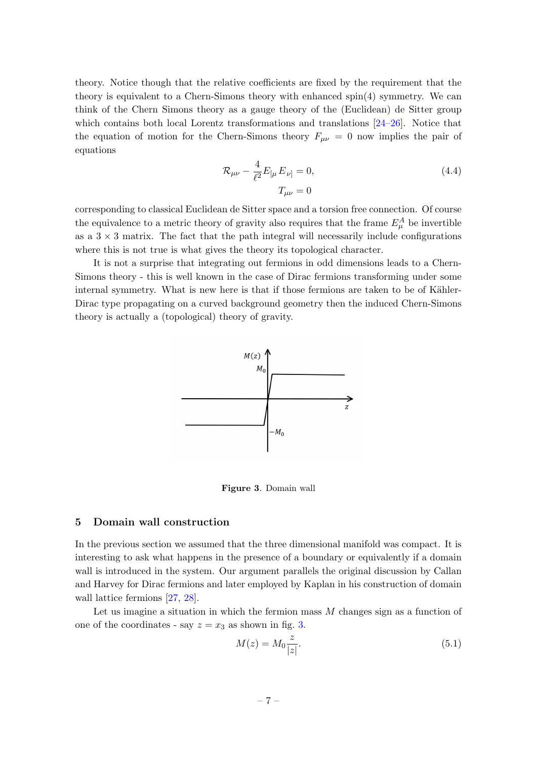theory. Notice though that the relative coefficients are fixed by the requirement that the theory is equivalent to a Chern-Simons theory with enhanced spin(4) symmetry. We can think of the Chern Simons theory as a gauge theory of the (Euclidean) de Sitter group which contains both local Lorentz transformations and translations [24–26]. Notice that the equation of motion for the Chern-Simons theory $F_{\mu\nu} = 0$ now implies the pair of equations

$$
\begin{aligned}
\mathcal{R}_{\mu\nu} - \frac{4}{\ell^2} E_{[\mu} E_{\nu]} &= 0, \\
T_{\mu\nu} &= 0
\end{aligned}
\tag{4.4}
$$

corresponding to classical Euclidean de Sitter space and a torsion free connection. Of course the equivalence to a metric theory of gravity also requires that the frame $E^A_\mu$ be invertible as a $3 \times 3$ matrix. The fact that the path integral will necessarily include configurations where this is not true is what gives the theory its topological character.

It is not a surprise that integrating out fermions in odd dimensions leads to a Chern-Simons theory - this is well known in the case of Dirac fermions transforming under some internal symmetry. What is new here is that if those fermions are taken to be of Kähler-Dirac type propagating on a curved background geometry then the induced Chern-Simons theory is actually a (topological) theory of gravity.

**Figure 3**. Domain wall

## 5 Domain wall construction

In the previous section we assumed that the three dimensional manifold was compact. It is interesting to ask what happens in the presence of a boundary or equivalently if a domain wall is introduced in the system. Our argument parallels the original discussion by Callan and Harvey for Dirac fermions and later employed by Kaplan in his construction of domain wall lattice fermions [27, 28].

Let us imagine a situation in which the fermion mass $M$ changes sign as a function of one of the coordinates - say $z = x_3$ as shown in fig. 3.

$$
M(z) = M_0 \frac{z}{|z|}. \tag{5.1}
$$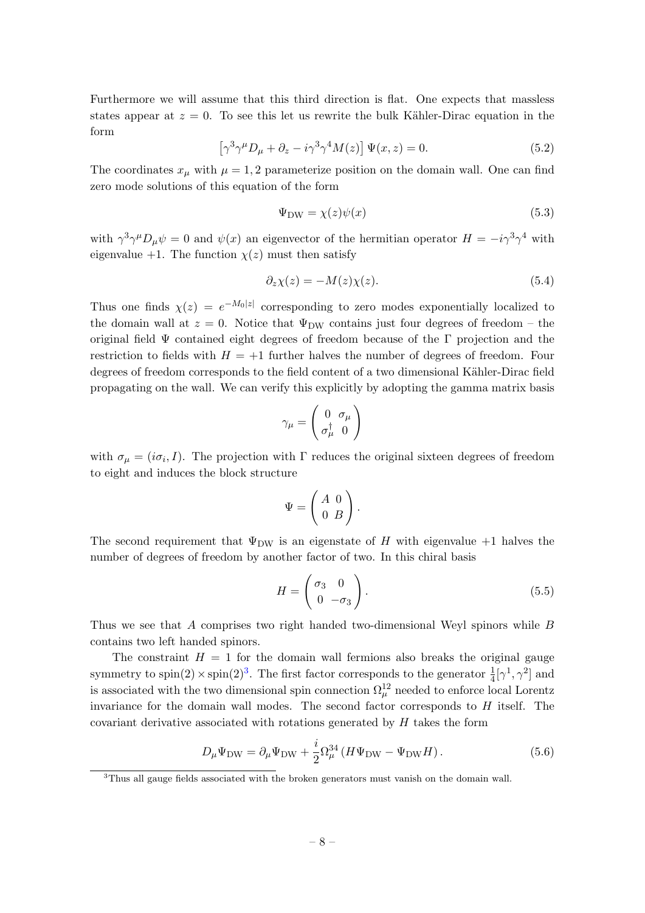Furthermore we will assume that this third direction is flat. One expects that massless states appear at $z = 0$. To see this let us rewrite the bulk Kähler-Dirac equation in the form

$$\left[\gamma^3 \gamma^\mu D_\mu + \partial_z - i\gamma^3\gamma^4 M(z)\right] \Psi(x, z) = 0. \tag{5.2}$$

The coordinates $x_\mu$ with $\mu = 1, 2$ parameterize position on the domain wall. One can find zero mode solutions of this equation of the form

$$\Psi_{\rm DW} = \chi(z)\psi(x) \tag{5.3}$$

with $\gamma^3\gamma^\mu D_\mu \psi = 0$ and $\psi(x)$ an eigenvector of the hermitian operator $H = -i\gamma^3\gamma^4$ with eigenvalue $+1$. The function $\chi(z)$ must then satisfy

$$\partial_z \chi(z) = -M(z)\chi(z). \tag{5.4}$$

Thus one finds $\chi(z) = e^{-M_0|z|}$ corresponding to zero modes exponentially localized to the domain wall at $z = 0$. Notice that $\Psi_{\rm DW}$ contains just four degrees of freedom – the original field $\Psi$ contained eight degrees of freedom because of the $\Gamma$ projection and the restriction to fields with $H = +1$ further halves the number of degrees of freedom. Four degrees of freedom corresponds to the field content of a two dimensional Kähler-Dirac field propagating on the wall. We can verify this explicitly by adopting the gamma matrix basis

$$\gamma_\mu = \begin{pmatrix} 0 & \sigma_\mu \\ \sigma_\mu^\dagger & 0 \end{pmatrix}$$

with $\sigma_\mu = (i\sigma_i, I)$. The projection with $\Gamma$ reduces the original sixteen degrees of freedom to eight and induces the block structure

$$\Psi = \begin{pmatrix} A & 0 \\ 0 & B \end{pmatrix}.$$

The second requirement that $\Psi_{\rm DW}$ is an eigenstate of $H$ with eigenvalue $+1$ halves the number of degrees of freedom by another factor of two. In this chiral basis

$$H = \begin{pmatrix} \sigma_3 & 0 \\ 0 & -\sigma_3 \end{pmatrix}. \tag{5.5}$$

Thus we see that $A$ comprises two right handed two-dimensional Weyl spinors while $B$ contains two left handed spinors.

The constraint $H = 1$ for the domain wall fermions also breaks the original gauge symmetry to $\text{spin}(2) \times \text{spin}(2)$[3]. The first factor corresponds to the generator $\frac{1}{4}[\gamma^1, \gamma^2]$ and is associated with the two dimensional spin connection $\Omega^{12}_\mu$ needed to enforce local Lorentz invariance for the domain wall modes. The second factor corresponds to $H$ itself. The covariant derivative associated with rotations generated by $H$ takes the form

$$D_\mu \Psi_{\rm DW} = \partial_\mu \Psi_{\rm DW} + \frac{i}{2}\Omega^{34}_\mu \left(H\Psi_{\rm DW} - \Psi_{\rm DW} H\right). \tag{5.6}$$

[3] Thus all gauge fields associated with the broken generators must vanish on the domain wall.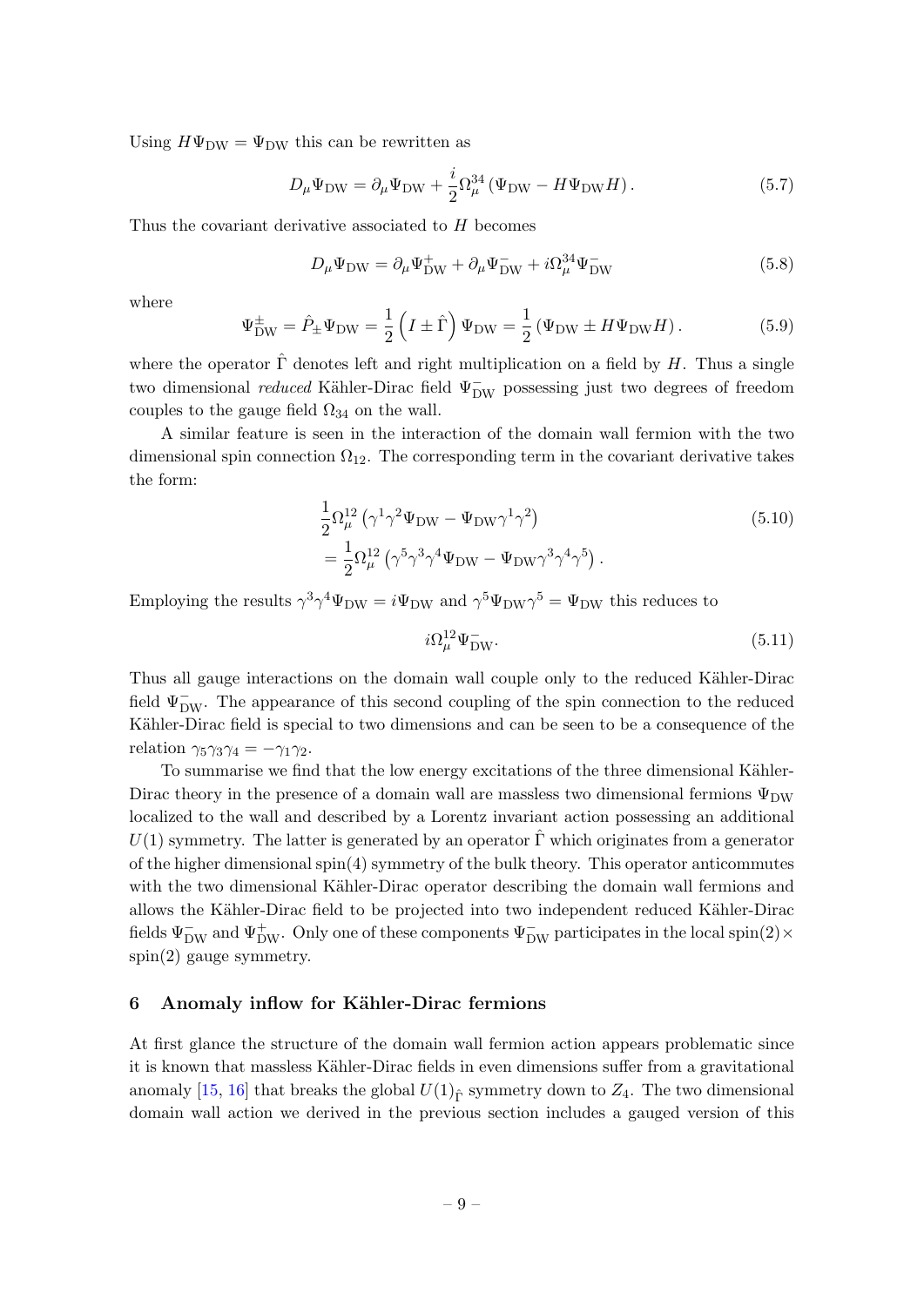Using $H\Psi_{\rm DW} = \Psi_{\rm DW}$ this can be rewritten as

$$D_\mu \Psi_{\rm DW} = \partial_\mu \Psi_{\rm DW} + \frac{i}{2}\Omega^{34}_\mu \left(\Psi_{\rm DW} - H\Psi_{\rm DW} H\right). \tag{5.7}$$

Thus the covariant derivative associated to $H$ becomes

$$D_\mu \Psi_{\rm DW} = \partial_\mu \Psi^+_{\rm DW} + \partial_\mu \Psi^-_{\rm DW} + i\Omega^{34}_\mu \Psi^-_{\rm DW} \tag{5.8}$$

where

$$\Psi^\pm_{\rm DW} = \hat{P}_\pm \Psi_{\rm DW} = \frac{1}{2}\left(I \pm \hat{\Gamma}\right)\Psi_{\rm DW} = \frac{1}{2}\left(\Psi_{\rm DW} \pm H\Psi_{\rm DW} H\right). \tag{5.9}$$

where the operator $\hat{\Gamma}$ denotes left and right multiplication on a field by $H$. Thus a single two dimensional *reduced* Kähler-Dirac field $\Psi^-_{\rm DW}$ possessing just two degrees of freedom couples to the gauge field $\Omega_{34}$ on the wall.

A similar feature is seen in the interaction of the domain wall fermion with the two dimensional spin connection $\Omega_{12}$. The corresponding term in the covariant derivative takes the form:

$$\begin{aligned} &\frac{1}{2}\Omega^{12}_\mu \left(\gamma^1\gamma^2\Psi_{\rm DW} - \Psi_{\rm DW}\gamma^1\gamma^2\right) \\ &= \frac{1}{2}\Omega^{12}_\mu \left(\gamma^5\gamma^3\gamma^4\Psi_{\rm DW} - \Psi_{\rm DW}\gamma^3\gamma^4\gamma^5\right). \end{aligned} \tag{5.10}$$

Employing the results $\gamma^3\gamma^4\Psi_{\rm DW} = i\Psi_{\rm DW}$ and $\gamma^5\Psi_{\rm DW}\gamma^5 = \Psi_{\rm DW}$ this reduces to

$$i\Omega^{12}_\mu \Psi^-_{\rm DW}. \tag{5.11}$$

Thus all gauge interactions on the domain wall couple only to the reduced Kähler-Dirac field $\Psi^-_{\rm DW}$. The appearance of this second coupling of the spin connection to the reduced Kähler-Dirac field is special to two dimensions and can be seen to be a consequence of the relation $\gamma_5\gamma_3\gamma_4 = -\gamma_1\gamma_2$.

To summarise we find that the low energy excitations of the three dimensional Kähler-Dirac theory in the presence of a domain wall are massless two dimensional fermions $\Psi_{\rm DW}$ localized to the wall and described by a Lorentz invariant action possessing an additional $U(1)$ symmetry. The latter is generated by an operator $\hat{\Gamma}$ which originates from a generator of the higher dimensional spin(4) symmetry of the bulk theory. This operator anticommutes with the two dimensional Kähler-Dirac operator describing the domain wall fermions and allows the Kähler-Dirac field to be projected into two independent reduced Kähler-Dirac fields $\Psi^-_{\rm DW}$ and $\Psi^+_{\rm DW}$. Only one of these components $\Psi^-_{\rm DW}$ participates in the local spin(2) $\times$ spin(2) gauge symmetry.

## 6 Anomaly inflow for Kähler-Dirac fermions

At first glance the structure of the domain wall fermion action appears problematic since it is known that massless Kähler-Dirac fields in even dimensions suffer from a gravitational anomaly [15, 16] that breaks the global $U(1)_{\hat{\Gamma}}$ symmetry down to $Z_4$. The two dimensional domain wall action we derived in the previous section includes a gauged version of this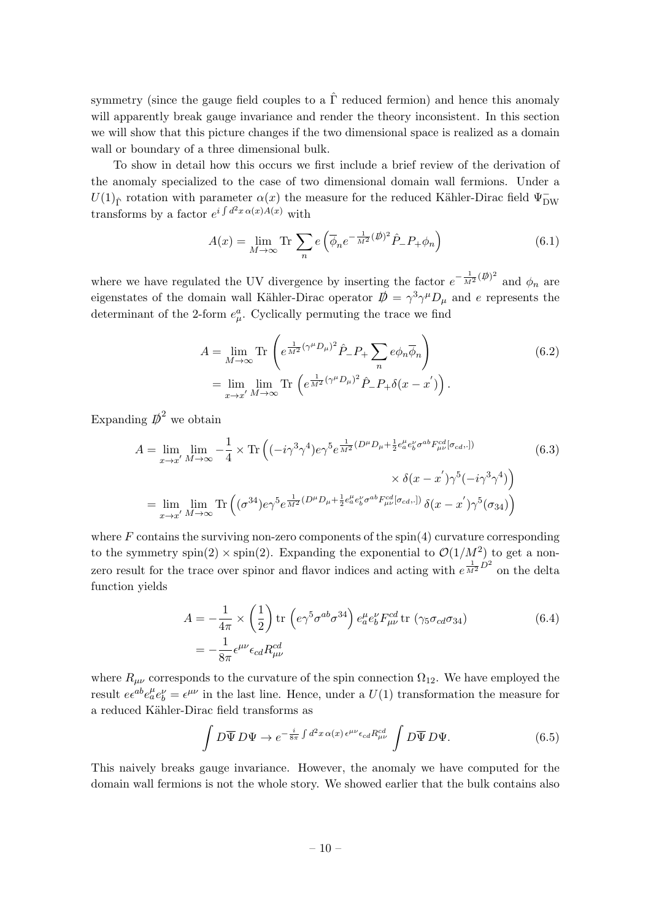symmetry (since the gauge field couples to a $\hat{\Gamma}$ reduced fermion) and hence this anomaly will apparently break gauge invariance and render the theory inconsistent. In this section we will show that this picture changes if the two dimensional space is realized as a domain wall or boundary of a three dimensional bulk.

To show in detail how this occurs we first include a brief review of the derivation of the anomaly specialized to the case of two dimensional domain wall fermions. Under a $U(1)_{\hat{\Gamma}}$ rotation with parameter $\alpha(x)$ the measure for the reduced Kähler-Dirac field $\Psi^-_{\rm DW}$ transforms by a factor $e^{i\int d^2x\,\alpha(x)A(x)}$ with

$$A(x) = \lim_{M\to\infty} \mathrm{Tr}\sum_n e\left(\overline{\phi}_n e^{-\frac{1}{M^2}(\not{D})^2}\hat{P}_- P_+ \phi_n\right) \tag{6.1}$$

where we have regulated the UV divergence by inserting the factor $e^{-\frac{1}{M^2}(\not{D})^2}$ and $\phi_n$ are eigenstates of the domain wall Kähler-Dirac operator $\not{D} = \gamma^3\gamma^\mu D_\mu$ and $e$ represents the determinant of the 2-form $e^a_\mu$. Cyclically permuting the trace we find

$$\begin{aligned} A &= \lim_{M\to\infty} \mathrm{Tr}\left(e^{\frac{1}{M^2}(\gamma^\mu D_\mu)^2}\hat{P}_- P_+ \sum_n e\phi_n\overline{\phi}_n\right) \\ &= \lim_{x\to x'}\lim_{M\to\infty} \mathrm{Tr}\left(e^{\frac{1}{M^2}(\gamma^\mu D_\mu)^2}\hat{P}_- P_+ \delta(x-x')\right). \end{aligned} \tag{6.2}$$

Expanding $\not{D}^2$ we obtain

$$\begin{aligned} A = \lim_{x\to x'}\lim_{M\to\infty} -\frac{1}{4}\times \mathrm{Tr}\Big((-i\gamma^3\gamma^4)e\gamma^5 e^{\frac{1}{M^2}(D^\mu D_\mu + \frac{1}{2}e^\mu_a e^\nu_b \sigma^{ab}F^{cd}_{\mu\nu}[\sigma_{cd},.])} \\ \times\, \delta(x-x')\gamma^5(-i\gamma^3\gamma^4)\Big) \\ = \lim_{x\to x'}\lim_{M\to\infty} \mathrm{Tr}\left((\sigma^{34})e\gamma^5 e^{\frac{1}{M^2}(D^\mu D_\mu + \frac{1}{2}e^\mu_a e^\nu_b \sigma^{ab}F^{cd}_{\mu\nu}[\sigma_{cd},.])}\,\delta(x-x')\gamma^5(\sigma_{34})\right) \end{aligned} \tag{6.3}$$

where $F$ contains the surviving non-zero components of the spin(4) curvature corresponding to the symmetry spin(2) $\times$ spin(2). Expanding the exponential to $\mathcal{O}(1/M^2)$ to get a non-zero result for the trace over spinor and flavor indices and acting with $e^{\frac{1}{M^2}D^2}$ on the delta function yields

$$\begin{aligned} A &= -\frac{1}{4\pi}\times\left(\frac{1}{2}\right)\mathrm{tr}\left(e\gamma^5\sigma^{ab}\sigma^{34}\right)e^\mu_a e^\nu_b F^{cd}_{\mu\nu}\,\mathrm{tr}\left(\gamma_5\sigma_{cd}\sigma_{34}\right) \\ &= -\frac{1}{8\pi}\epsilon^{\mu\nu}\epsilon_{cd}R^{cd}_{\mu\nu} \end{aligned} \tag{6.4}$$

where $R_{\mu\nu}$ corresponds to the curvature of the spin connection $\Omega_{12}$. We have employed the result $e\epsilon^{ab}e^\mu_a e^\nu_b = \epsilon^{\mu\nu}$ in the last line. Hence, under a $U(1)$ transformation the measure for a reduced Kähler-Dirac field transforms as

$$\int D\overline{\Psi}\,D\Psi \to e^{-\frac{i}{8\pi}\int d^2x\,\alpha(x)\,\epsilon^{\mu\nu}\epsilon_{cd}R^{cd}_{\mu\nu}}\int D\overline{\Psi}\,D\Psi. \tag{6.5}$$

This naively breaks gauge invariance. However, the anomaly we have computed for the domain wall fermions is not the whole story. We showed earlier that the bulk contains also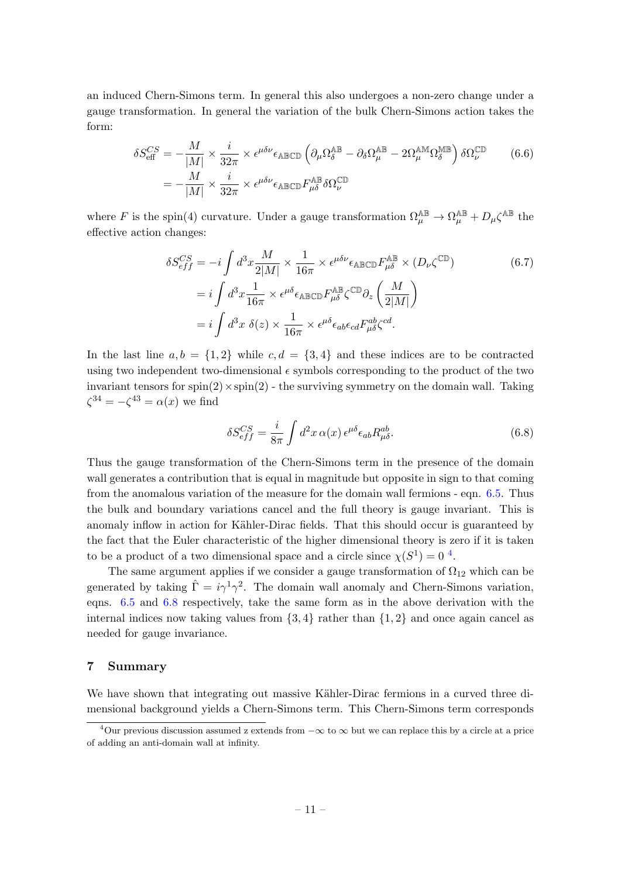an induced Chern-Simons term. In general this also undergoes a non-zero change under a gauge transformation. In general the variation of the bulk Chern-Simons action takes the form:

$$
\begin{aligned}
\delta S^{CS}_{\text{eff}} &= -\frac{M}{|M|} \times \frac{i}{32\pi} \times \epsilon^{\mu\delta\nu} \epsilon_{\mathbb{ABCD}} \left( \partial_\mu \Omega^{\mathbb{AB}}_\delta - \partial_\delta \Omega^{\mathbb{AB}}_\mu - 2\Omega^{\mathbb{AM}}_\mu \Omega^{\mathbb{MB}}_\delta \right) \delta \Omega^{\mathbb{CD}}_\nu \\
&= -\frac{M}{|M|} \times \frac{i}{32\pi} \times \epsilon^{\mu\delta\nu} \epsilon_{\mathbb{ABCD}} F^{\mathbb{AB}}_{\mu\delta} \delta \Omega^{\mathbb{CD}}_\nu
\end{aligned}
\tag{6.6}
$$

where $F$ is the spin(4) curvature. Under a gauge transformation $\Omega^{\mathbb{AB}}_\mu \to \Omega^{\mathbb{AB}}_\mu + D_\mu \zeta^{\mathbb{AB}}$ the effective action changes:

$$
\begin{aligned}
\delta S^{CS}_{eff} &= -i \int d^3x \frac{M}{2|M|} \times \frac{1}{16\pi} \times \epsilon^{\mu\delta\nu} \epsilon_{\mathbb{ABCD}} F^{\mathbb{AB}}_{\mu\delta} \times (D_\nu \zeta^{\mathbb{CD}}) \\
&= i \int d^3x \frac{1}{16\pi} \times \epsilon^{\mu\delta} \epsilon_{\mathbb{ABCD}} F^{\mathbb{AB}}_{\mu\delta} \zeta^{\mathbb{CD}} \partial_z \left( \frac{M}{2|M|} \right) \\
&= i \int d^3x \; \delta(z) \times \frac{1}{16\pi} \times \epsilon^{\mu\delta} \epsilon_{ab} \epsilon_{cd} F^{ab}_{\mu\delta} \zeta^{cd}.
\end{aligned}
\tag{6.7}
$$

In the last line $a, b = \{1, 2\}$ while $c, d = \{3, 4\}$ and these indices are to be contracted using two independent two-dimensional $\epsilon$ symbols corresponding to the product of the two invariant tensors for $\text{spin}(2) \times \text{spin}(2)$ - the surviving symmetry on the domain wall. Taking $\zeta^{34} = -\zeta^{43} = \alpha(x)$ we find

$$
\delta S^{CS}_{eff} = \frac{i}{8\pi} \int d^2x \, \alpha(x) \, \epsilon^{\mu\delta} \epsilon_{ab} R^{ab}_{\mu\delta}.
\tag{6.8}
$$

Thus the gauge transformation of the Chern-Simons term in the presence of the domain wall generates a contribution that is equal in magnitude but opposite in sign to that coming from the anomalous variation of the measure for the domain wall fermions - eqn. 6.5. Thus the bulk and boundary variations cancel and the full theory is gauge invariant. This is anomaly inflow in action for Kähler-Dirac fields. That this should occur is guaranteed by the fact that the Euler characteristic of the higher dimensional theory is zero if it is taken to be a product of a two dimensional space and a circle since $\chi(S^1) = 0$ [4].

The same argument applies if we consider a gauge transformation of $\Omega_{12}$ which can be generated by taking $\hat{\Gamma} = i\gamma^1\gamma^2$. The domain wall anomaly and Chern-Simons variation, eqns. 6.5 and 6.8 respectively, take the same form as in the above derivation with the internal indices now taking values from $\{3, 4\}$ rather than $\{1, 2\}$ and once again cancel as needed for gauge invariance.

## 7 Summary

We have shown that integrating out massive Kähler-Dirac fermions in a curved three dimensional background yields a Chern-Simons term. This Chern-Simons term corresponds

[4] Our previous discussion assumed z extends from $-\infty$ to $\infty$ but we can replace this by a circle at a price of adding an anti-domain wall at infinity.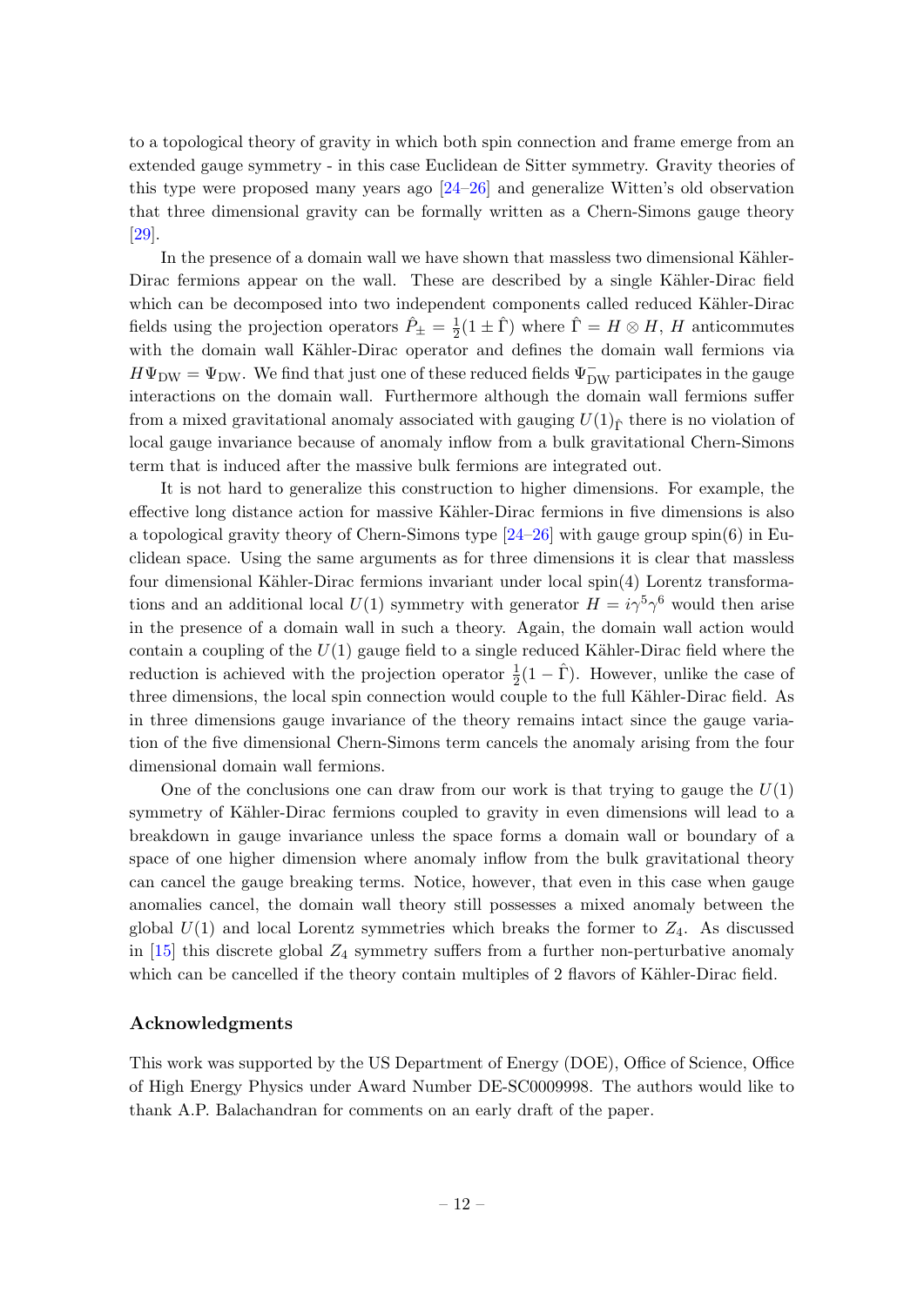to a topological theory of gravity in which both spin connection and frame emerge from an extended gauge symmetry - in this case Euclidean de Sitter symmetry. Gravity theories of this type were proposed many years ago [24–26] and generalize Witten's old observation that three dimensional gravity can be formally written as a Chern-Simons gauge theory [29].

In the presence of a domain wall we have shown that massless two dimensional Kähler-Dirac fermions appear on the wall. These are described by a single Kähler-Dirac field which can be decomposed into two independent components called reduced Kähler-Dirac fields using the projection operators $\hat{P}_{\pm} = \frac{1}{2}(1 \pm \hat{\Gamma})$ where $\hat{\Gamma} = H \otimes H$, $H$ anticommutes with the domain wall Kähler-Dirac operator and defines the domain wall fermions via $H\Psi_{\rm DW} = \Psi_{\rm DW}$. We find that just one of these reduced fields $\Psi^{-}_{\rm DW}$ participates in the gauge interactions on the domain wall. Furthermore although the domain wall fermions suffer from a mixed gravitational anomaly associated with gauging $U(1)_{\hat{\Gamma}}$ there is no violation of local gauge invariance because of anomaly inflow from a bulk gravitational Chern-Simons term that is induced after the massive bulk fermions are integrated out.

It is not hard to generalize this construction to higher dimensions. For example, the effective long distance action for massive Kähler-Dirac fermions in five dimensions is also a topological gravity theory of Chern-Simons type [24–26] with gauge group spin(6) in Euclidean space. Using the same arguments as for three dimensions it is clear that massless four dimensional Kähler-Dirac fermions invariant under local spin(4) Lorentz transformations and an additional local $U(1)$ symmetry with generator $H = i\gamma^5\gamma^6$ would then arise in the presence of a domain wall in such a theory. Again, the domain wall action would contain a coupling of the $U(1)$ gauge field to a single reduced Kähler-Dirac field where the reduction is achieved with the projection operator $\frac{1}{2}(1 - \hat{\Gamma})$. However, unlike the case of three dimensions, the local spin connection would couple to the full Kähler-Dirac field. As in three dimensions gauge invariance of the theory remains intact since the gauge variation of the five dimensional Chern-Simons term cancels the anomaly arising from the four dimensional domain wall fermions.

One of the conclusions one can draw from our work is that trying to gauge the $U(1)$ symmetry of Kähler-Dirac fermions coupled to gravity in even dimensions will lead to a breakdown in gauge invariance unless the space forms a domain wall or boundary of a space of one higher dimension where anomaly inflow from the bulk gravitational theory can cancel the gauge breaking terms. Notice, however, that even in this case when gauge anomalies cancel, the domain wall theory still possesses a mixed anomaly between the global $U(1)$ and local Lorentz symmetries which breaks the former to $Z_4$. As discussed in [15] this discrete global $Z_4$ symmetry suffers from a further non-perturbative anomaly which can be cancelled if the theory contain multiples of 2 flavors of Kähler-Dirac field.

## Acknowledgments

This work was supported by the US Department of Energy (DOE), Office of Science, Office of High Energy Physics under Award Number DE-SC0009998. The authors would like to thank A.P. Balachandran for comments on an early draft of the paper.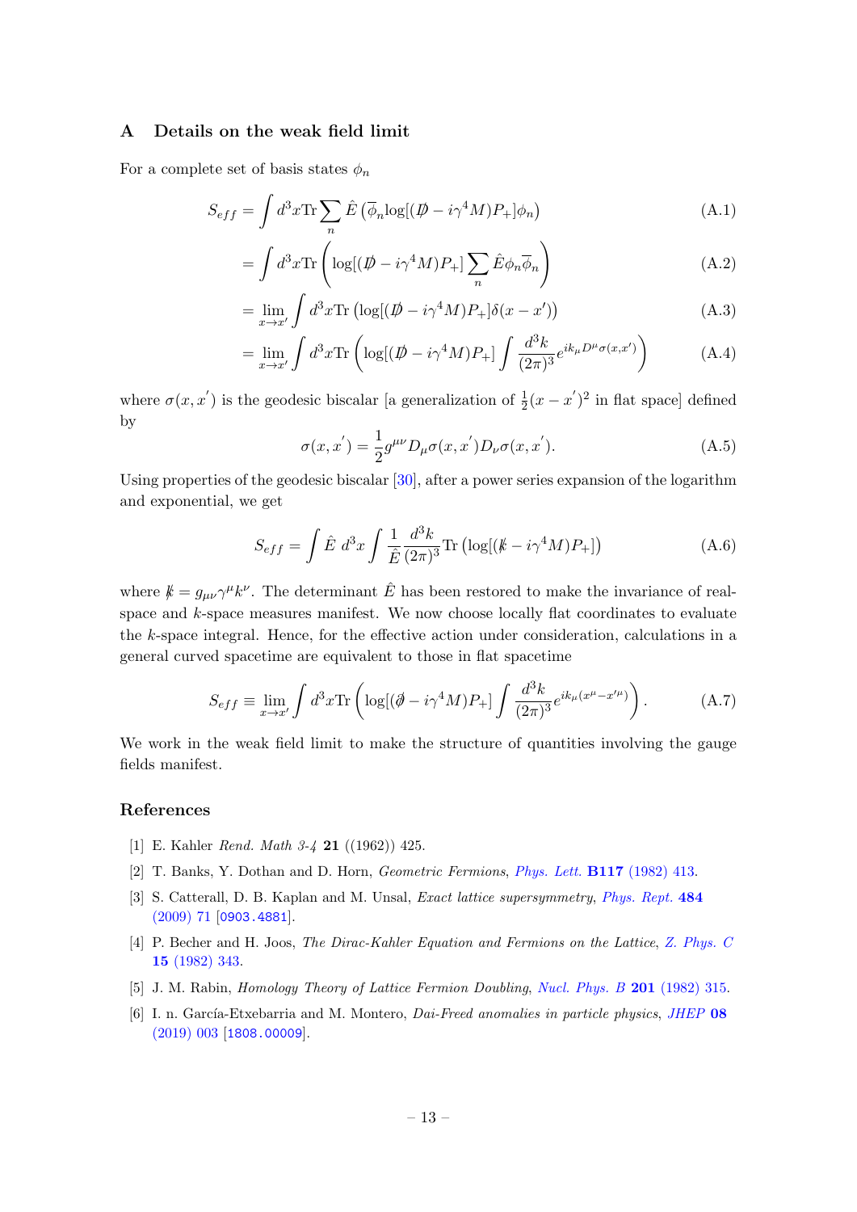## A Details on the weak field limit

For a complete set of basis states $\phi_n$

$$
\begin{aligned}
S_{eff} &= \int d^3x \mathrm{Tr} \sum_n \hat{E} \left( \overline{\phi}_n \log[(\not{D} - i\gamma^4 M)P_+] \phi_n \right) && \text{(A.1)}\\
&= \int d^3x \mathrm{Tr} \left( \log[(\not{D} - i\gamma^4 M)P_+] \sum_n \hat{E} \phi_n \overline{\phi}_n \right) && \text{(A.2)}\\
&= \lim_{x \to x'} \int d^3x \mathrm{Tr} \left( \log[(\not{D} - i\gamma^4 M)P_+] \delta(x - x') \right) && \text{(A.3)}\\
&= \lim_{x \to x'} \int d^3x \mathrm{Tr} \left( \log[(\not{D} - i\gamma^4 M)P_+] \int \frac{d^3k}{(2\pi)^3} e^{ik_\mu D^\mu \sigma(x,x')} \right) && \text{(A.4)}
\end{aligned}
$$

where $\sigma(x, x^{'})$ is the geodesic biscalar [a generalization of $\frac{1}{2}(x - x^{'})^2$ in flat space] defined by

$$
\sigma(x, x^{'}) = \frac{1}{2} g^{\mu\nu} D_\mu \sigma(x, x^{'}) D_\nu \sigma(x, x^{'}). \tag{A.5}
$$

Using properties of the geodesic biscalar [30], after a power series expansion of the logarithm and exponential, we get

$$
S_{eff} = \int \hat{E}\ d^3x \int \frac{1}{\hat{E}} \frac{d^3k}{(2\pi)^3} \mathrm{Tr} \left( \log[(\not{k} - i\gamma^4 M)P_+] \right) \tag{A.6}
$$

where $\not{k} = g_{\mu\nu}\gamma^\mu k^\nu$. The determinant $\hat{E}$ has been restored to make the invariance of real-space and $k$-space measures manifest. We now choose locally flat coordinates to evaluate the $k$-space integral. Hence, for the effective action under consideration, calculations in a general curved spacetime are equivalent to those in flat spacetime

$$
S_{eff} \equiv \lim_{x \to x'} \int d^3x \mathrm{Tr} \left( \log[(\not{\partial} - i\gamma^4 M)P_+] \int \frac{d^3k}{(2\pi)^3} e^{ik_\mu (x^\mu - x'^\mu)} \right). \tag{A.7}
$$

We work in the weak field limit to make the structure of quantities involving the gauge fields manifest.

## References

[1] E. Kahler *Rend. Math 3-4* **21** ((1962)) 425.

[2] T. Banks, Y. Dothan and D. Horn, *Geometric Fermions*, *Phys. Lett.* **B117** (1982) 413.

[3] S. Catterall, D. B. Kaplan and M. Unsal, *Exact lattice supersymmetry*, *Phys. Rept.* **484** (2009) 71 [0903.4881].

[4] P. Becher and H. Joos, *The Dirac-Kahler Equation and Fermions on the Lattice*, *Z. Phys. C* **15** (1982) 343.

[5] J. M. Rabin, *Homology Theory of Lattice Fermion Doubling*, *Nucl. Phys. B* **201** (1982) 315.

[6] I. n. García-Etxebarria and M. Montero, *Dai-Freed anomalies in particle physics*, *JHEP* **08** (2019) 003 [1808.00009].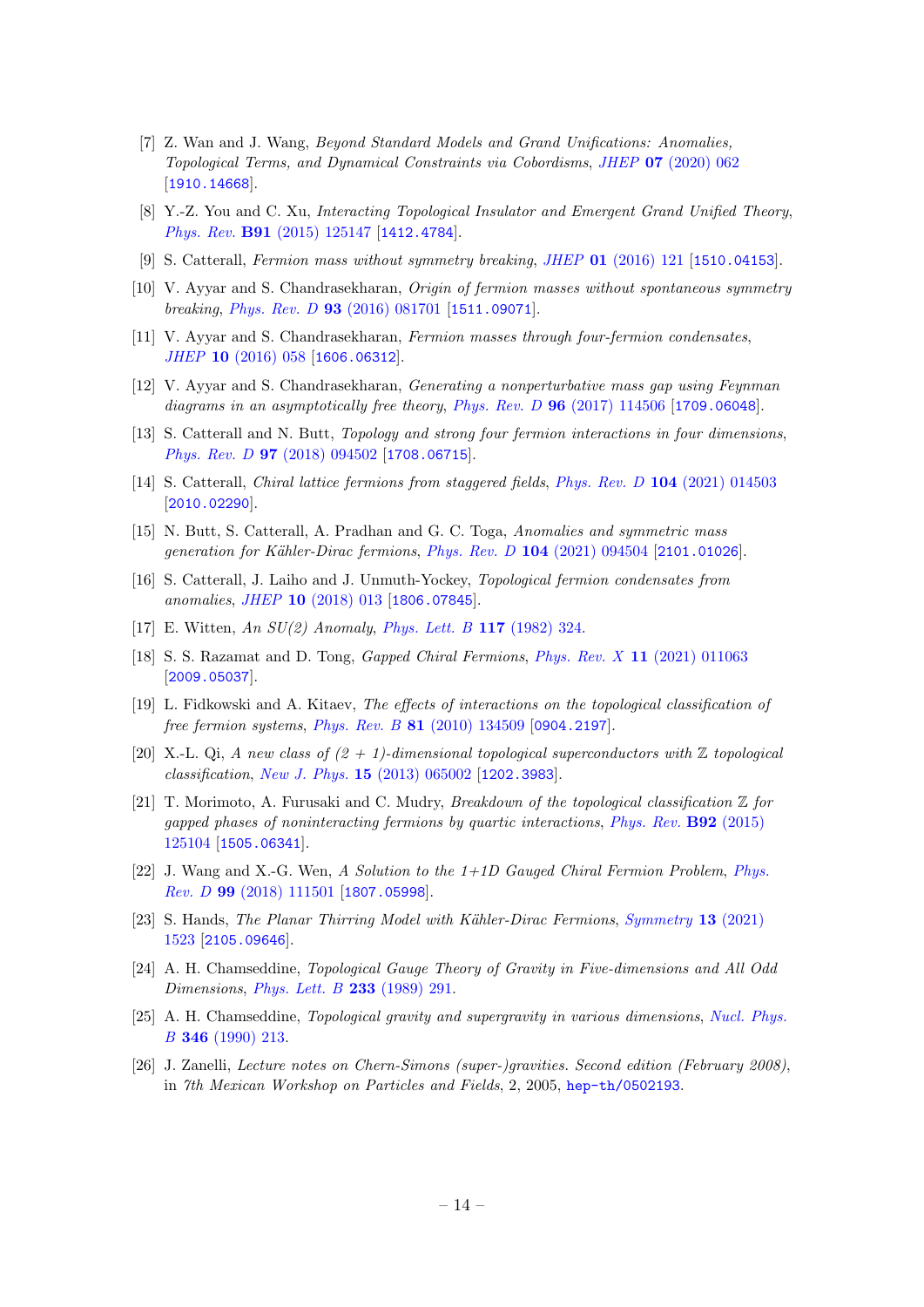[7] Z. Wan and J. Wang, *Beyond Standard Models and Grand Unifications: Anomalies, Topological Terms, and Dynamical Constraints via Cobordisms*, *JHEP* **07** (2020) 062 [1910.14668].

[8] Y.-Z. You and C. Xu, *Interacting Topological Insulator and Emergent Grand Unified Theory*, *Phys. Rev.* **B91** (2015) 125147 [1412.4784].

[9] S. Catterall, *Fermion mass without symmetry breaking*, *JHEP* **01** (2016) 121 [1510.04153].

[10] V. Ayyar and S. Chandrasekharan, *Origin of fermion masses without spontaneous symmetry breaking*, *Phys. Rev. D* **93** (2016) 081701 [1511.09071].

[11] V. Ayyar and S. Chandrasekharan, *Fermion masses through four-fermion condensates*, *JHEP* **10** (2016) 058 [1606.06312].

[12] V. Ayyar and S. Chandrasekharan, *Generating a nonperturbative mass gap using Feynman diagrams in an asymptotically free theory*, *Phys. Rev. D* **96** (2017) 114506 [1709.06048].

[13] S. Catterall and N. Butt, *Topology and strong four fermion interactions in four dimensions*, *Phys. Rev. D* **97** (2018) 094502 [1708.06715].

[14] S. Catterall, *Chiral lattice fermions from staggered fields*, *Phys. Rev. D* **104** (2021) 014503 [2010.02290].

[15] N. Butt, S. Catterall, A. Pradhan and G. C. Toga, *Anomalies and symmetric mass generation for Kähler-Dirac fermions*, *Phys. Rev. D* **104** (2021) 094504 [2101.01026].

[16] S. Catterall, J. Laiho and J. Unmuth-Yockey, *Topological fermion condensates from anomalies*, *JHEP* **10** (2018) 013 [1806.07845].

[17] E. Witten, *An SU(2) Anomaly*, *Phys. Lett. B* **117** (1982) 324.

[18] S. S. Razamat and D. Tong, *Gapped Chiral Fermions*, *Phys. Rev. X* **11** (2021) 011063 [2009.05037].

[19] L. Fidkowski and A. Kitaev, *The effects of interactions on the topological classification of free fermion systems*, *Phys. Rev. B* **81** (2010) 134509 [0904.2197].

[20] X.-L. Qi, *A new class of (2 + 1)-dimensional topological superconductors with $\mathbb{Z}$ topological classification*, *New J. Phys.* **15** (2013) 065002 [1202.3983].

[21] T. Morimoto, A. Furusaki and C. Mudry, *Breakdown of the topological classification $\mathbb{Z}$ for gapped phases of noninteracting fermions by quartic interactions*, *Phys. Rev.* **B92** (2015) 125104 [1505.06341].

[22] J. Wang and X.-G. Wen, *A Solution to the 1+1D Gauged Chiral Fermion Problem*, *Phys. Rev. D* **99** (2018) 111501 [1807.05998].

[23] S. Hands, *The Planar Thirring Model with Kähler-Dirac Fermions*, *Symmetry* **13** (2021) 1523 [2105.09646].

[24] A. H. Chamseddine, *Topological Gauge Theory of Gravity in Five-dimensions and All Odd Dimensions*, *Phys. Lett. B* **233** (1989) 291.

[25] A. H. Chamseddine, *Topological gravity and supergravity in various dimensions*, *Nucl. Phys. B* **346** (1990) 213.

[26] J. Zanelli, *Lecture notes on Chern-Simons (super-)gravities. Second edition (February 2008)*, in *7th Mexican Workshop on Particles and Fields*, 2, 2005, hep-th/0502193.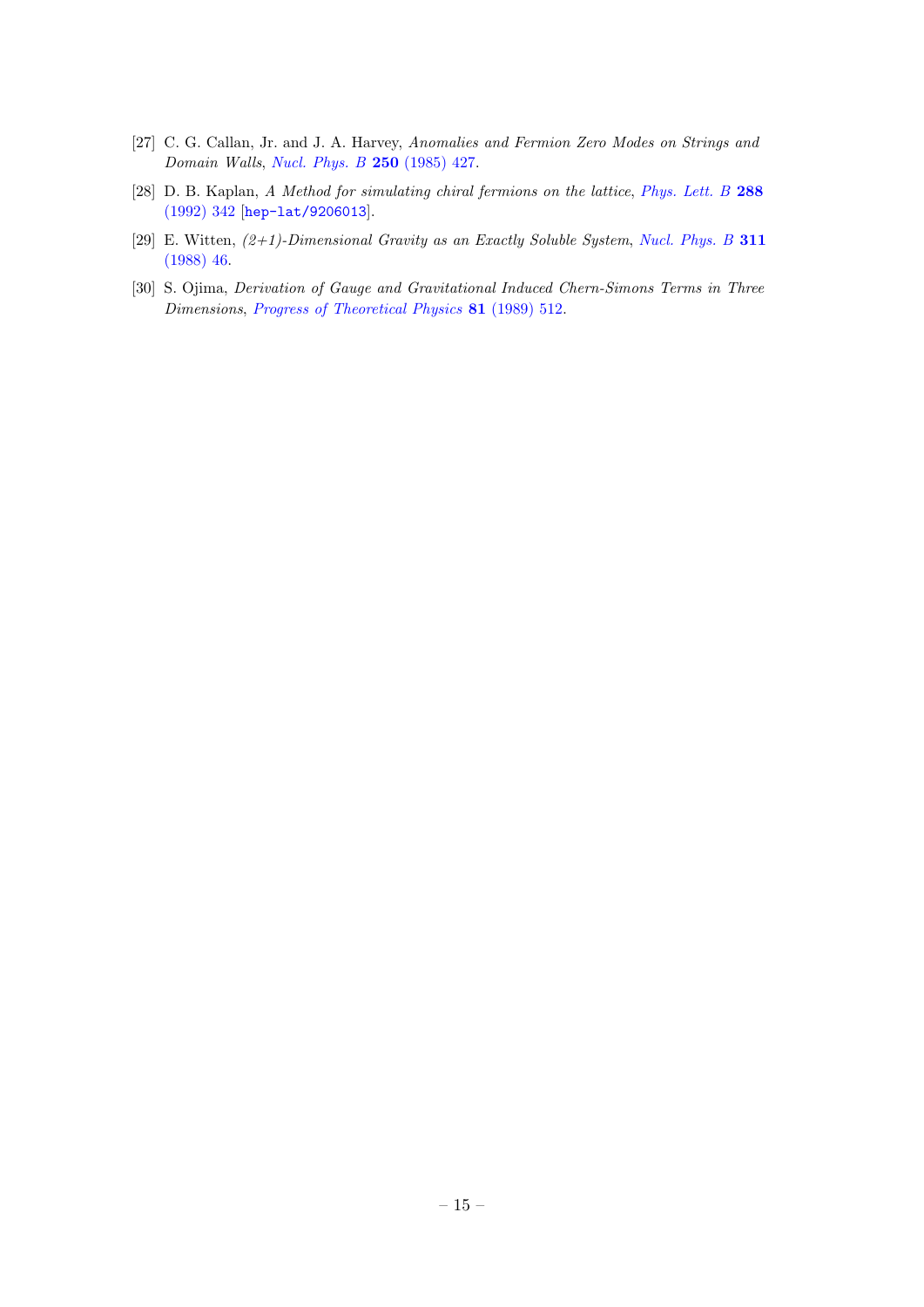[27] C. G. Callan, Jr. and J. A. Harvey, *Anomalies and Fermion Zero Modes on Strings and Domain Walls*, *Nucl. Phys. B* **250** (1985) 427.

[28] D. B. Kaplan, *A Method for simulating chiral fermions on the lattice*, *Phys. Lett. B* **288** (1992) 342 [hep-lat/9206013].

[29] E. Witten, *(2+1)-Dimensional Gravity as an Exactly Soluble System*, *Nucl. Phys. B* **311** (1988) 46.

[30] S. Ojima, *Derivation of Gauge and Gravitational Induced Chern-Simons Terms in Three Dimensions*, *Progress of Theoretical Physics* **81** (1989) 512.